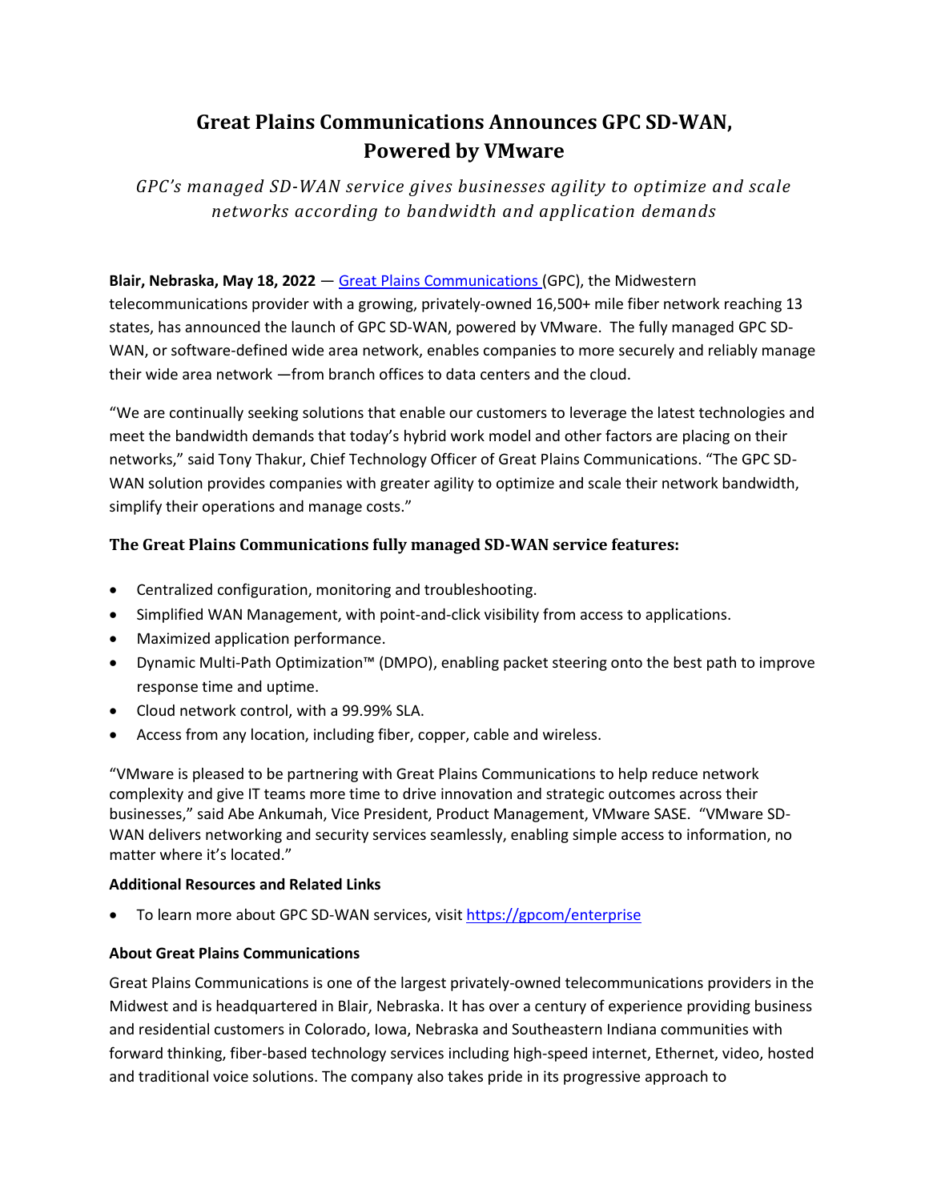# Great Plains Communications Announces GPC SD-WAN, Powered by VMware

*GPC's managed SD-WAN service gives businesses agility to optimize and scale networks according to bandwidth and application demands*

**Blair, Nebraska, May 18, 2022** — [Great Plains Communications](#) (GPC), the Midwestern telecommunications provider with a growing, privately-owned 16,500+ mile fiber network reaching 13 states, has announced the launch of GPC SD-WAN, powered by VMware. The fully managed GPC SD-WAN, or software-defined wide area network, enables companies to more securely and reliably manage their wide area network —from branch offices to data centers and the cloud.

"We are continually seeking solutions that enable our customers to leverage the latest technologies and meet the bandwidth demands that today's hybrid work model and other factors are placing on their networks," said Tony Thakur, Chief Technology Officer of Great Plains Communications. "The GPC SD-WAN solution provides companies with greater agility to optimize and scale their network bandwidth, simplify their operations and manage costs."

### The Great Plains Communications fully managed SD-WAN service features:

- Centralized configuration, monitoring and troubleshooting.
- Simplified WAN Management, with point-and-click visibility from access to applications.
- Maximized application performance.
- Dynamic Multi-Path Optimization™ (DMPO), enabling packet steering onto the best path to improve response time and uptime.
- Cloud network control, with a 99.99% SLA.
- Access from any location, including fiber, copper, cable and wireless.

"VMware is pleased to be partnering with Great Plains Communications to help reduce network complexity and give IT teams more time to drive innovation and strategic outcomes across their businesses," said Abe Ankumah, Vice President, Product Management, VMware SASE. "VMware SD-WAN delivers networking and security services seamlessly, enabling simple access to information, no matter where it's located."

**Additional Resources and Related Links**

- To learn more about GPC SD-WAN services, visit [https://gpcom/enterprise](https://gpcom/enterprise)

**About Great Plains Communications**

Great Plains Communications is one of the largest privately-owned telecommunications providers in the Midwest and is headquartered in Blair, Nebraska. It has over a century of experience providing business and residential customers in Colorado, Iowa, Nebraska and Southeastern Indiana communities with forward thinking, fiber-based technology services including high-speed internet, Ethernet, video, hosted and traditional voice solutions. The company also takes pride in its progressive approach to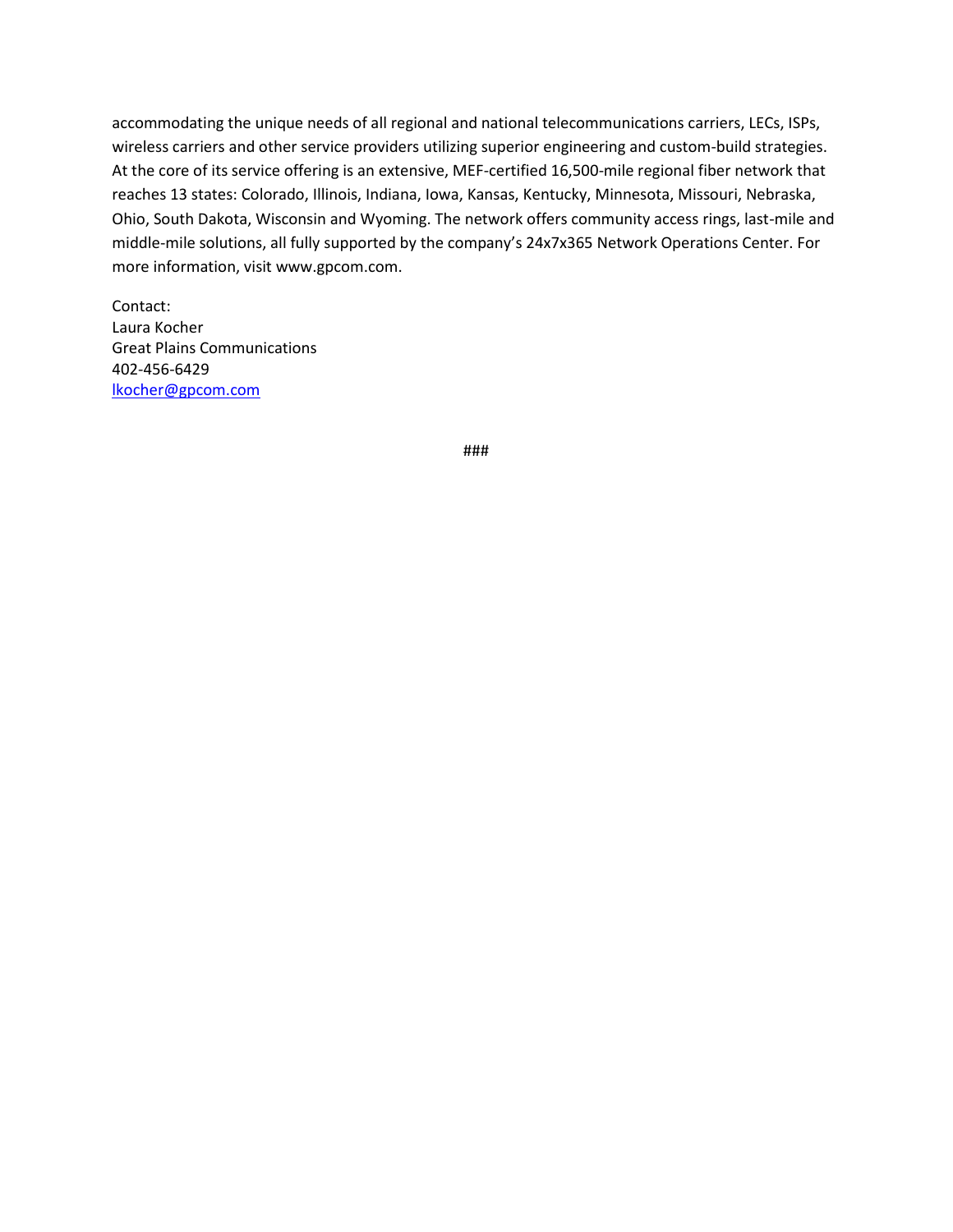accommodating the unique needs of all regional and national telecommunications carriers, LECs, ISPs, wireless carriers and other service providers utilizing superior engineering and custom-build strategies. At the core of its service offering is an extensive, MEF-certified 16,500-mile regional fiber network that reaches 13 states: Colorado, Illinois, Indiana, Iowa, Kansas, Kentucky, Minnesota, Missouri, Nebraska, Ohio, South Dakota, Wisconsin and Wyoming. The network offers community access rings, last-mile and middle-mile solutions, all fully supported by the company's 24x7x365 Network Operations Center. For more information, visit www.gpcom.com.

Contact:
Laura Kocher
Great Plains Communications
402-456-6429
lkocher@gpcom.com

###